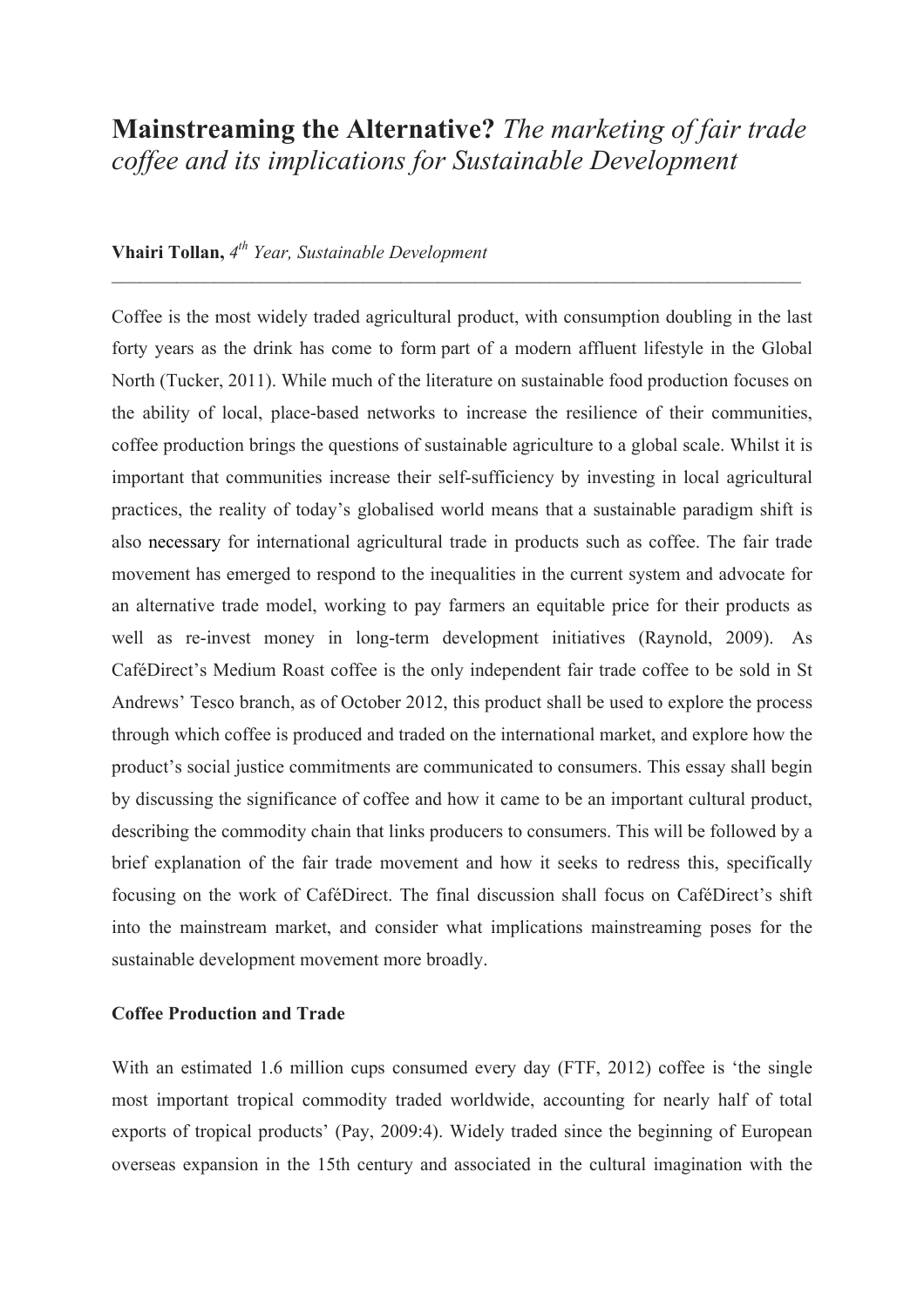# **Mainstreaming the Alternative?** *The marketing of fair trade coffee and its implications for Sustainable Development*

**Vhairi Tollan,** *4th Year, Sustainable Development*

---

Coffee is the most widely traded agricultural product, with consumption doubling in the last forty years as the drink has come to form part of a modern affluent lifestyle in the Global North (Tucker, 2011). While much of the literature on sustainable food production focuses on the ability of local, place-based networks to increase the resilience of their communities, coffee production brings the questions of sustainable agriculture to a global scale. Whilst it is important that communities increase their self-sufficiency by investing in local agricultural practices, the reality of today's globalised world means that a sustainable paradigm shift is also necessary for international agricultural trade in products such as coffee. The fair trade movement has emerged to respond to the inequalities in the current system and advocate for an alternative trade model, working to pay farmers an equitable price for their products as well as re-invest money in long-term development initiatives (Raynold, 2009). As CaféDirect's Medium Roast coffee is the only independent fair trade coffee to be sold in St Andrews' Tesco branch, as of October 2012, this product shall be used to explore the process through which coffee is produced and traded on the international market, and explore how the product's social justice commitments are communicated to consumers. This essay shall begin by discussing the significance of coffee and how it came to be an important cultural product, describing the commodity chain that links producers to consumers. This will be followed by a brief explanation of the fair trade movement and how it seeks to redress this, specifically focusing on the work of CaféDirect. The final discussion shall focus on CaféDirect's shift into the mainstream market, and consider what implications mainstreaming poses for the sustainable development movement more broadly.

## Coffee Production and Trade

With an estimated 1.6 million cups consumed every day (FTF, 2012) coffee is 'the single most important tropical commodity traded worldwide, accounting for nearly half of total exports of tropical products' (Pay, 2009:4). Widely traded since the beginning of European overseas expansion in the 15th century and associated in the cultural imagination with the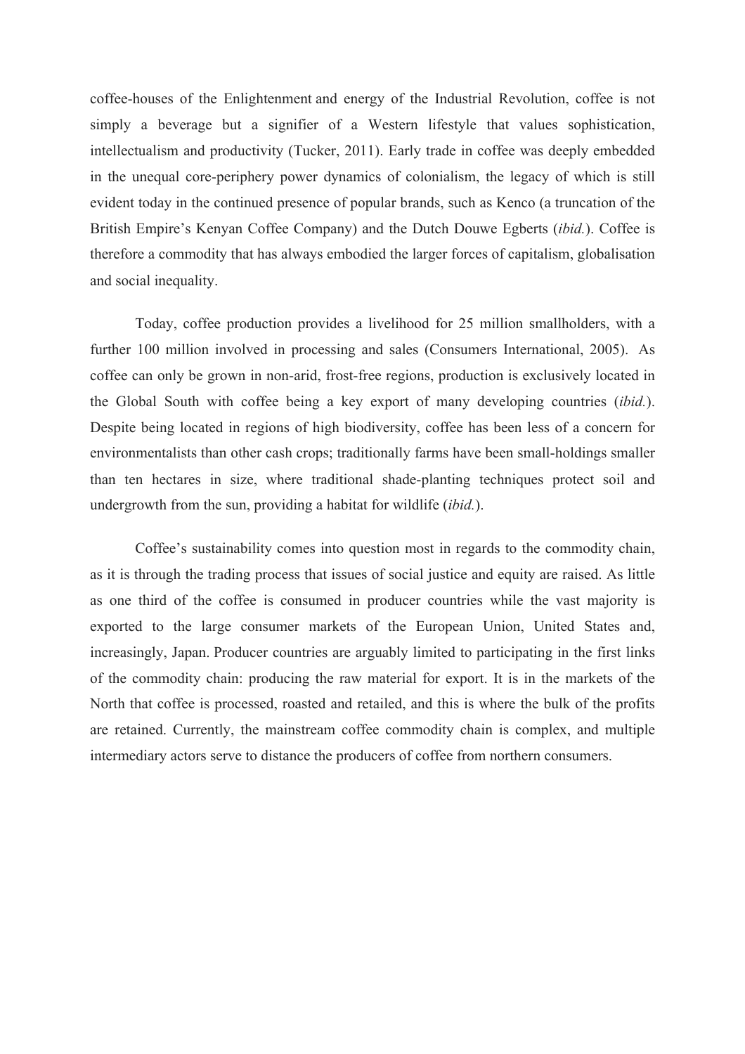coffee-houses of the Enlightenment and energy of the Industrial Revolution, coffee is not simply a beverage but a signifier of a Western lifestyle that values sophistication, intellectualism and productivity (Tucker, 2011). Early trade in coffee was deeply embedded in the unequal core-periphery power dynamics of colonialism, the legacy of which is still evident today in the continued presence of popular brands, such as Kenco (a truncation of the British Empire's Kenyan Coffee Company) and the Dutch Douwe Egberts (*ibid.*). Coffee is therefore a commodity that has always embodied the larger forces of capitalism, globalisation and social inequality.

Today, coffee production provides a livelihood for 25 million smallholders, with a further 100 million involved in processing and sales (Consumers International, 2005). As coffee can only be grown in non-arid, frost-free regions, production is exclusively located in the Global South with coffee being a key export of many developing countries (*ibid.*). Despite being located in regions of high biodiversity, coffee has been less of a concern for environmentalists than other cash crops; traditionally farms have been small-holdings smaller than ten hectares in size, where traditional shade-planting techniques protect soil and undergrowth from the sun, providing a habitat for wildlife (*ibid.*).

Coffee's sustainability comes into question most in regards to the commodity chain, as it is through the trading process that issues of social justice and equity are raised. As little as one third of the coffee is consumed in producer countries while the vast majority is exported to the large consumer markets of the European Union, United States and, increasingly, Japan. Producer countries are arguably limited to participating in the first links of the commodity chain: producing the raw material for export. It is in the markets of the North that coffee is processed, roasted and retailed, and this is where the bulk of the profits are retained. Currently, the mainstream coffee commodity chain is complex, and multiple intermediary actors serve to distance the producers of coffee from northern consumers.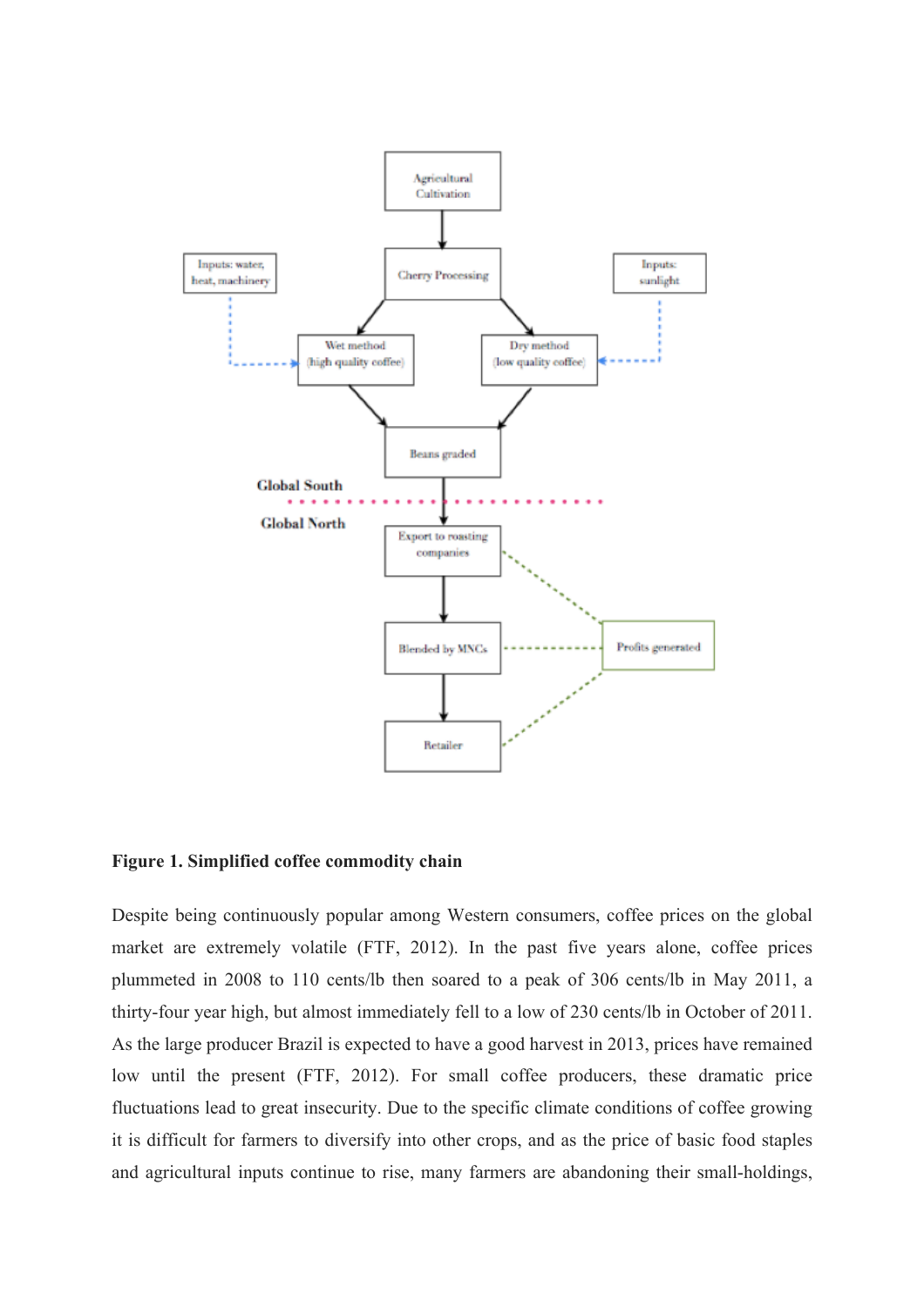**Figure 1. Simplified coffee commodity chain**

Despite being continuously popular among Western consumers, coffee prices on the global market are extremely volatile (FTF, 2012). In the past five years alone, coffee prices plummeted in 2008 to 110 cents/lb then soared to a peak of 306 cents/lb in May 2011, a thirty-four year high, but almost immediately fell to a low of 230 cents/lb in October of 2011. As the large producer Brazil is expected to have a good harvest in 2013, prices have remained low until the present (FTF, 2012). For small coffee producers, these dramatic price fluctuations lead to great insecurity. Due to the specific climate conditions of coffee growing it is difficult for farmers to diversify into other crops, and as the price of basic food staples and agricultural inputs continue to rise, many farmers are abandoning their small-holdings,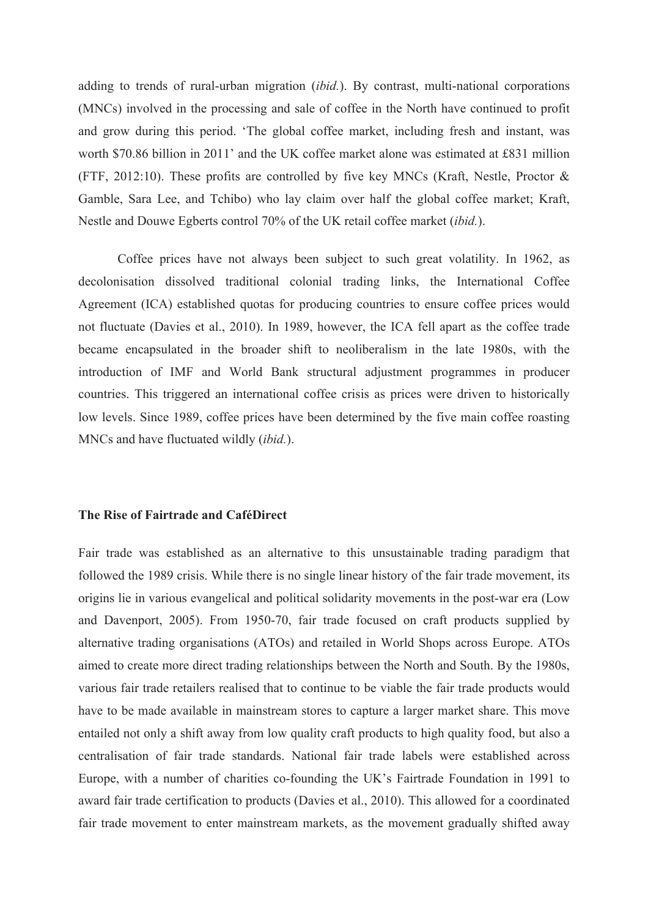adding to trends of rural-urban migration (*ibid.*). By contrast, multi-national corporations (MNCs) involved in the processing and sale of coffee in the North have continued to profit and grow during this period. 'The global coffee market, including fresh and instant, was worth $70.86 billion in 2011' and the UK coffee market alone was estimated at £831 million (FTF, 2012:10). These profits are controlled by five key MNCs (Kraft, Nestle, Proctor & Gamble, Sara Lee, and Tchibo) who lay claim over half the global coffee market; Kraft, Nestle and Douwe Egberts control 70% of the UK retail coffee market (*ibid.*).

Coffee prices have not always been subject to such great volatility. In 1962, as decolonisation dissolved traditional colonial trading links, the International Coffee Agreement (ICA) established quotas for producing countries to ensure coffee prices would not fluctuate (Davies et al., 2010). In 1989, however, the ICA fell apart as the coffee trade became encapsulated in the broader shift to neoliberalism in the late 1980s, with the introduction of IMF and World Bank structural adjustment programmes in producer countries. This triggered an international coffee crisis as prices were driven to historically low levels. Since 1989, coffee prices have been determined by the five main coffee roasting MNCs and have fluctuated wildly (*ibid.*).

**The Rise of Fairtrade and CaféDirect**

Fair trade was established as an alternative to this unsustainable trading paradigm that followed the 1989 crisis. While there is no single linear history of the fair trade movement, its origins lie in various evangelical and political solidarity movements in the post-war era (Low and Davenport, 2005). From 1950-70, fair trade focused on craft products supplied by alternative trading organisations (ATOs) and retailed in World Shops across Europe. ATOs aimed to create more direct trading relationships between the North and South. By the 1980s, various fair trade retailers realised that to continue to be viable the fair trade products would have to be made available in mainstream stores to capture a larger market share. This move entailed not only a shift away from low quality craft products to high quality food, but also a centralisation of fair trade standards. National fair trade labels were established across Europe, with a number of charities co-founding the UK's Fairtrade Foundation in 1991 to award fair trade certification to products (Davies et al., 2010). This allowed for a coordinated fair trade movement to enter mainstream markets, as the movement gradually shifted away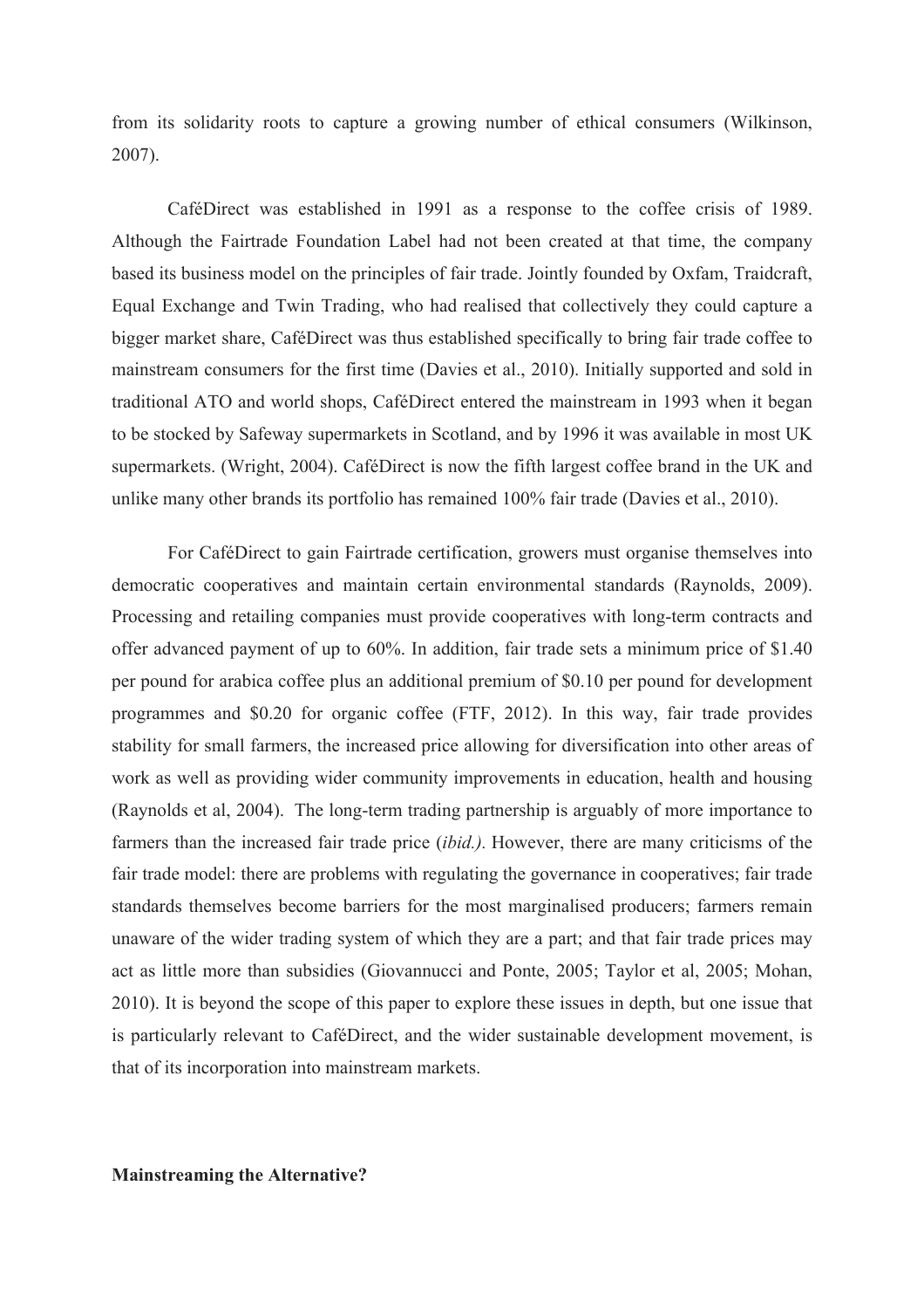from its solidarity roots to capture a growing number of ethical consumers (Wilkinson, 2007).

CaféDirect was established in 1991 as a response to the coffee crisis of 1989. Although the Fairtrade Foundation Label had not been created at that time, the company based its business model on the principles of fair trade. Jointly founded by Oxfam, Traidcraft, Equal Exchange and Twin Trading, who had realised that collectively they could capture a bigger market share, CaféDirect was thus established specifically to bring fair trade coffee to mainstream consumers for the first time (Davies et al., 2010). Initially supported and sold in traditional ATO and world shops, CaféDirect entered the mainstream in 1993 when it began to be stocked by Safeway supermarkets in Scotland, and by 1996 it was available in most UK supermarkets. (Wright, 2004). CaféDirect is now the fifth largest coffee brand in the UK and unlike many other brands its portfolio has remained 100% fair trade (Davies et al., 2010).

For CaféDirect to gain Fairtrade certification, growers must organise themselves into democratic cooperatives and maintain certain environmental standards (Raynolds, 2009). Processing and retailing companies must provide cooperatives with long-term contracts and offer advanced payment of up to 60%. In addition, fair trade sets a minimum price of $1.40 per pound for arabica coffee plus an additional premium of $0.10 per pound for development programmes and $0.20 for organic coffee (FTF, 2012). In this way, fair trade provides stability for small farmers, the increased price allowing for diversification into other areas of work as well as providing wider community improvements in education, health and housing (Raynolds et al, 2004). The long-term trading partnership is arguably of more importance to farmers than the increased fair trade price (*ibid.).* However, there are many criticisms of the fair trade model: there are problems with regulating the governance in cooperatives; fair trade standards themselves become barriers for the most marginalised producers; farmers remain unaware of the wider trading system of which they are a part; and that fair trade prices may act as little more than subsidies (Giovannucci and Ponte, 2005; Taylor et al, 2005; Mohan, 2010). It is beyond the scope of this paper to explore these issues in depth, but one issue that is particularly relevant to CaféDirect, and the wider sustainable development movement, is that of its incorporation into mainstream markets.

**Mainstreaming the Alternative?**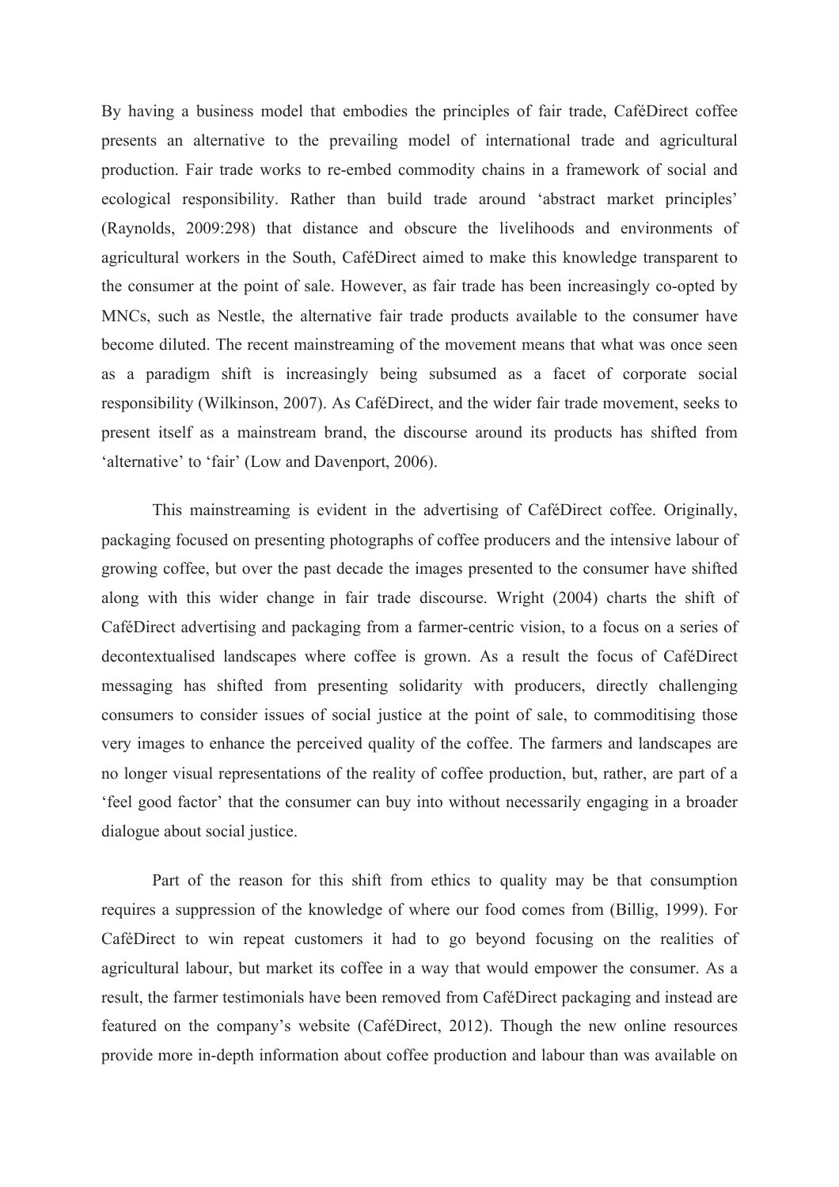By having a business model that embodies the principles of fair trade, CaféDirect coffee presents an alternative to the prevailing model of international trade and agricultural production. Fair trade works to re-embed commodity chains in a framework of social and ecological responsibility. Rather than build trade around 'abstract market principles' (Raynolds, 2009:298) that distance and obscure the livelihoods and environments of agricultural workers in the South, CaféDirect aimed to make this knowledge transparent to the consumer at the point of sale. However, as fair trade has been increasingly co-opted by MNCs, such as Nestle, the alternative fair trade products available to the consumer have become diluted. The recent mainstreaming of the movement means that what was once seen as a paradigm shift is increasingly being subsumed as a facet of corporate social responsibility (Wilkinson, 2007). As CaféDirect, and the wider fair trade movement, seeks to present itself as a mainstream brand, the discourse around its products has shifted from 'alternative' to 'fair' (Low and Davenport, 2006).

This mainstreaming is evident in the advertising of CaféDirect coffee. Originally, packaging focused on presenting photographs of coffee producers and the intensive labour of growing coffee, but over the past decade the images presented to the consumer have shifted along with this wider change in fair trade discourse. Wright (2004) charts the shift of CaféDirect advertising and packaging from a farmer-centric vision, to a focus on a series of decontextualised landscapes where coffee is grown. As a result the focus of CaféDirect messaging has shifted from presenting solidarity with producers, directly challenging consumers to consider issues of social justice at the point of sale, to commoditising those very images to enhance the perceived quality of the coffee. The farmers and landscapes are no longer visual representations of the reality of coffee production, but, rather, are part of a 'feel good factor' that the consumer can buy into without necessarily engaging in a broader dialogue about social justice.

Part of the reason for this shift from ethics to quality may be that consumption requires a suppression of the knowledge of where our food comes from (Billig, 1999). For CaféDirect to win repeat customers it had to go beyond focusing on the realities of agricultural labour, but market its coffee in a way that would empower the consumer. As a result, the farmer testimonials have been removed from CaféDirect packaging and instead are featured on the company's website (CaféDirect, 2012). Though the new online resources provide more in-depth information about coffee production and labour than was available on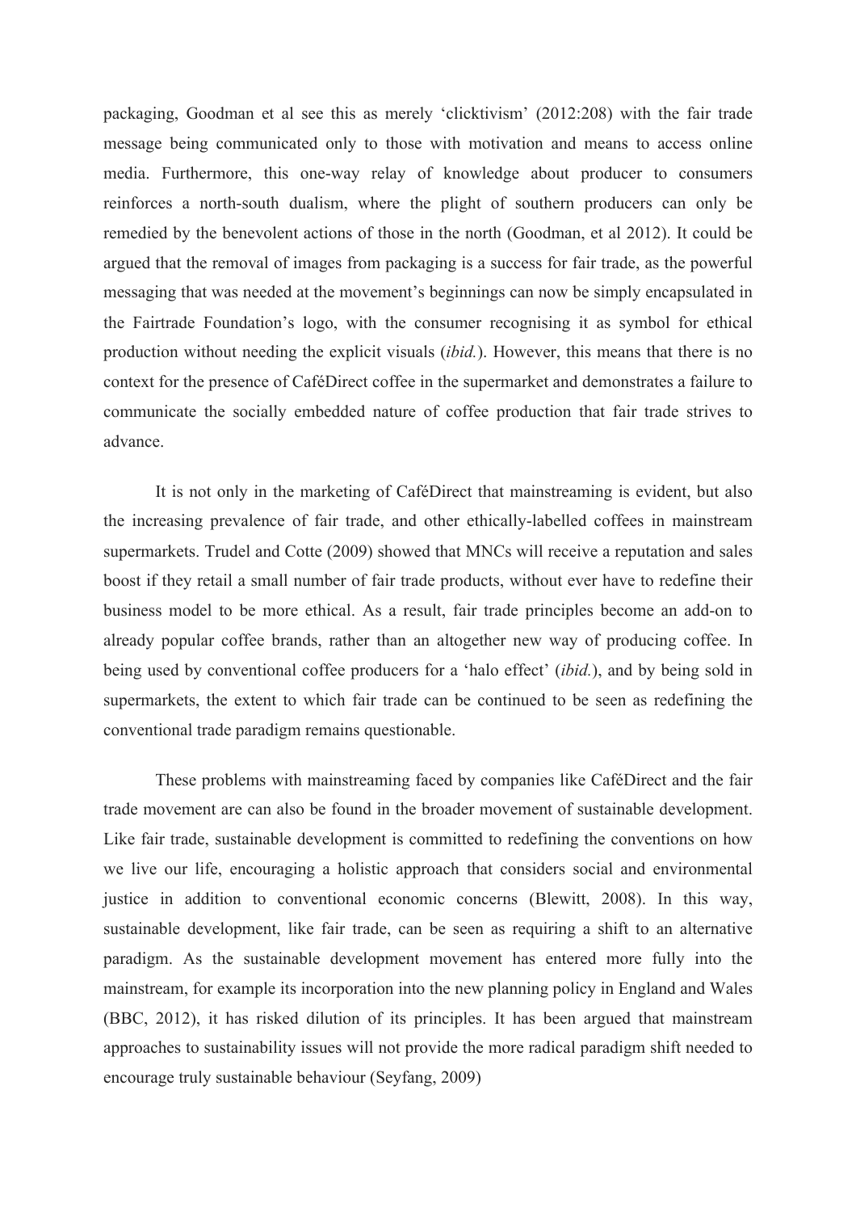packaging, Goodman et al see this as merely 'clicktivism' (2012:208) with the fair trade message being communicated only to those with motivation and means to access online media. Furthermore, this one-way relay of knowledge about producer to consumers reinforces a north-south dualism, where the plight of southern producers can only be remedied by the benevolent actions of those in the north (Goodman, et al 2012). It could be argued that the removal of images from packaging is a success for fair trade, as the powerful messaging that was needed at the movement's beginnings can now be simply encapsulated in the Fairtrade Foundation's logo, with the consumer recognising it as symbol for ethical production without needing the explicit visuals (*ibid.*). However, this means that there is no context for the presence of CaféDirect coffee in the supermarket and demonstrates a failure to communicate the socially embedded nature of coffee production that fair trade strives to advance.

It is not only in the marketing of CaféDirect that mainstreaming is evident, but also the increasing prevalence of fair trade, and other ethically-labelled coffees in mainstream supermarkets. Trudel and Cotte (2009) showed that MNCs will receive a reputation and sales boost if they retail a small number of fair trade products, without ever have to redefine their business model to be more ethical. As a result, fair trade principles become an add-on to already popular coffee brands, rather than an altogether new way of producing coffee. In being used by conventional coffee producers for a 'halo effect' (*ibid.*), and by being sold in supermarkets, the extent to which fair trade can be continued to be seen as redefining the conventional trade paradigm remains questionable.

These problems with mainstreaming faced by companies like CaféDirect and the fair trade movement are can also be found in the broader movement of sustainable development. Like fair trade, sustainable development is committed to redefining the conventions on how we live our life, encouraging a holistic approach that considers social and environmental justice in addition to conventional economic concerns (Blewitt, 2008). In this way, sustainable development, like fair trade, can be seen as requiring a shift to an alternative paradigm. As the sustainable development movement has entered more fully into the mainstream, for example its incorporation into the new planning policy in England and Wales (BBC, 2012), it has risked dilution of its principles. It has been argued that mainstream approaches to sustainability issues will not provide the more radical paradigm shift needed to encourage truly sustainable behaviour (Seyfang, 2009)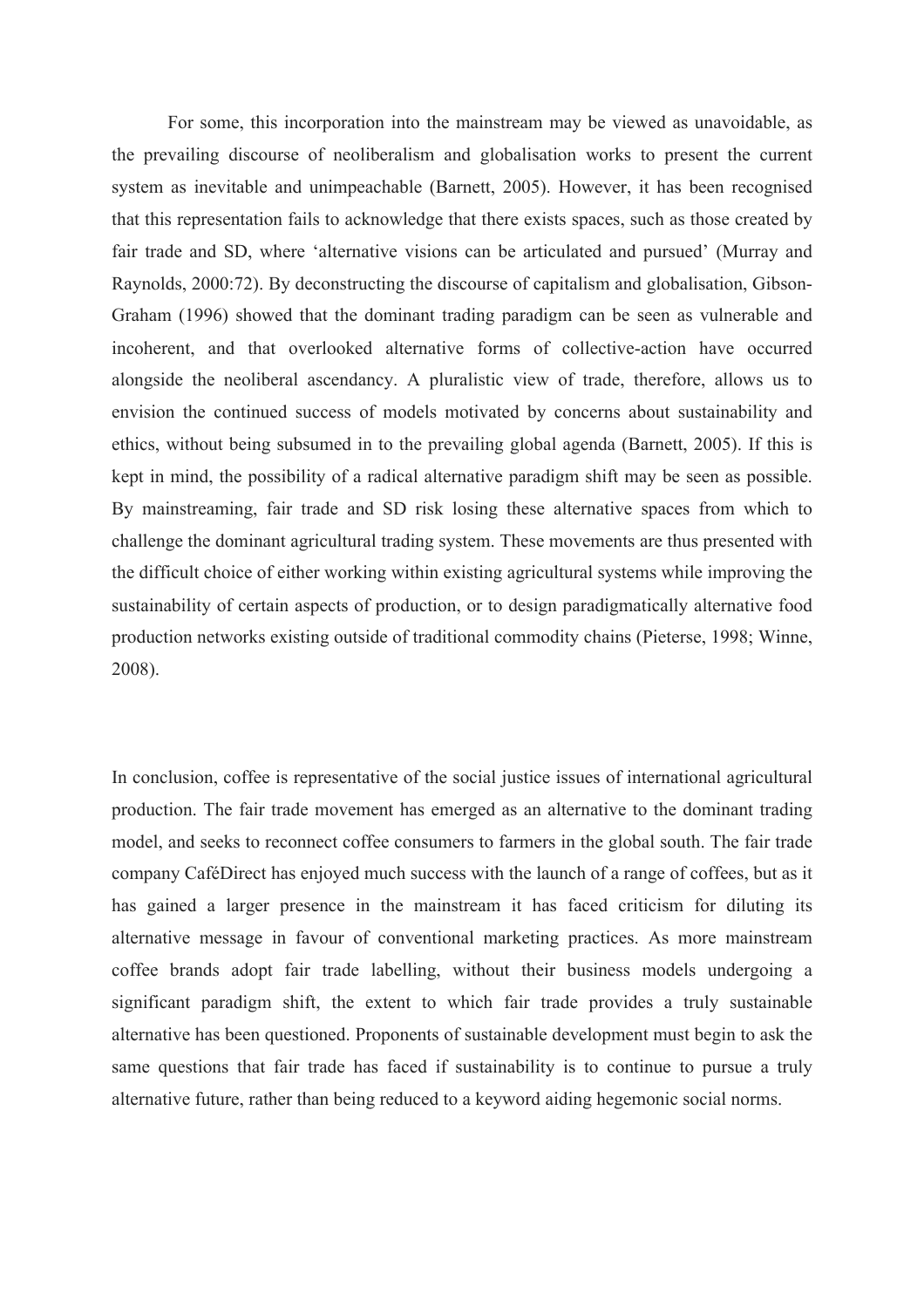For some, this incorporation into the mainstream may be viewed as unavoidable, as the prevailing discourse of neoliberalism and globalisation works to present the current system as inevitable and unimpeachable (Barnett, 2005). However, it has been recognised that this representation fails to acknowledge that there exists spaces, such as those created by fair trade and SD, where 'alternative visions can be articulated and pursued' (Murray and Raynolds, 2000:72). By deconstructing the discourse of capitalism and globalisation, Gibson-Graham (1996) showed that the dominant trading paradigm can be seen as vulnerable and incoherent, and that overlooked alternative forms of collective-action have occurred alongside the neoliberal ascendancy. A pluralistic view of trade, therefore, allows us to envision the continued success of models motivated by concerns about sustainability and ethics, without being subsumed in to the prevailing global agenda (Barnett, 2005). If this is kept in mind, the possibility of a radical alternative paradigm shift may be seen as possible. By mainstreaming, fair trade and SD risk losing these alternative spaces from which to challenge the dominant agricultural trading system. These movements are thus presented with the difficult choice of either working within existing agricultural systems while improving the sustainability of certain aspects of production, or to design paradigmatically alternative food production networks existing outside of traditional commodity chains (Pieterse, 1998; Winne, 2008).

In conclusion, coffee is representative of the social justice issues of international agricultural production. The fair trade movement has emerged as an alternative to the dominant trading model, and seeks to reconnect coffee consumers to farmers in the global south. The fair trade company CaféDirect has enjoyed much success with the launch of a range of coffees, but as it has gained a larger presence in the mainstream it has faced criticism for diluting its alternative message in favour of conventional marketing practices. As more mainstream coffee brands adopt fair trade labelling, without their business models undergoing a significant paradigm shift, the extent to which fair trade provides a truly sustainable alternative has been questioned. Proponents of sustainable development must begin to ask the same questions that fair trade has faced if sustainability is to continue to pursue a truly alternative future, rather than being reduced to a keyword aiding hegemonic social norms.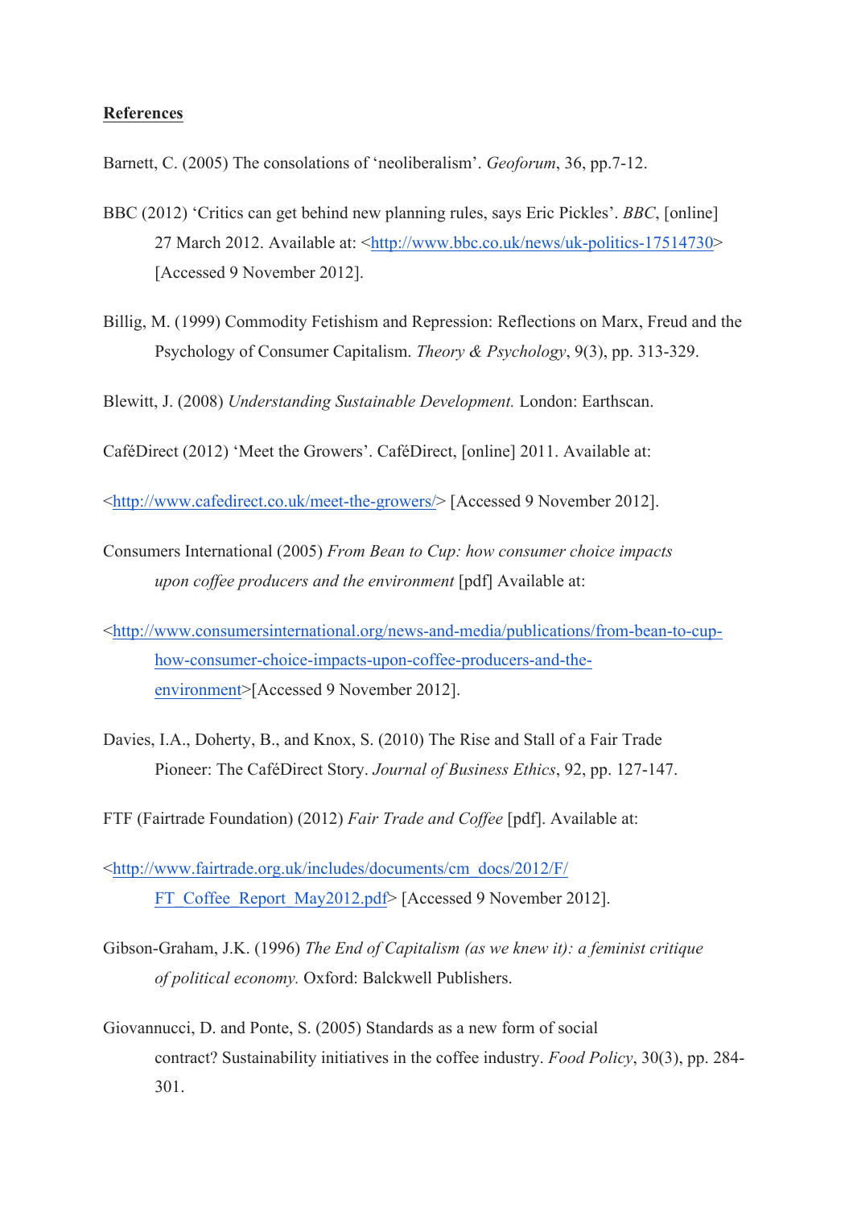**References**

Barnett, C. (2005) The consolations of 'neoliberalism'. *Geoforum*, 36, pp.7-12.

BBC (2012) 'Critics can get behind new planning rules, says Eric Pickles'. *BBC*, [online] 27 March 2012. Available at: <http://www.bbc.co.uk/news/uk-politics-17514730> [Accessed 9 November 2012].

Billig, M. (1999) Commodity Fetishism and Repression: Reflections on Marx, Freud and the Psychology of Consumer Capitalism. *Theory & Psychology*, 9(3), pp. 313-329.

Blewitt, J. (2008) *Understanding Sustainable Development.* London: Earthscan.

CaféDirect (2012) 'Meet the Growers'. CaféDirect, [online] 2011. Available at:

<http://www.cafedirect.co.uk/meet-the-growers/> [Accessed 9 November 2012].

Consumers International (2005) *From Bean to Cup: how consumer choice impacts upon coffee producers and the environment* [pdf] Available at:

<http://www.consumersinternational.org/news-and-media/publications/from-bean-to-cup-how-consumer-choice-impacts-upon-coffee-producers-and-the-environment>[Accessed 9 November 2012].

Davies, I.A., Doherty, B., and Knox, S. (2010) The Rise and Stall of a Fair Trade Pioneer: The CaféDirect Story. *Journal of Business Ethics*, 92, pp. 127-147.

FTF (Fairtrade Foundation) (2012) *Fair Trade and Coffee* [pdf]. Available at:

<http://www.fairtrade.org.uk/includes/documents/cm_docs/2012/F/FT_Coffee_Report_May2012.pdf> [Accessed 9 November 2012].

Gibson-Graham, J.K. (1996) *The End of Capitalism (as we knew it): a feminist critique of political economy.* Oxford: Balckwell Publishers.

Giovannucci, D. and Ponte, S. (2005) Standards as a new form of social contract? Sustainability initiatives in the coffee industry. *Food Policy*, 30(3), pp. 284-301.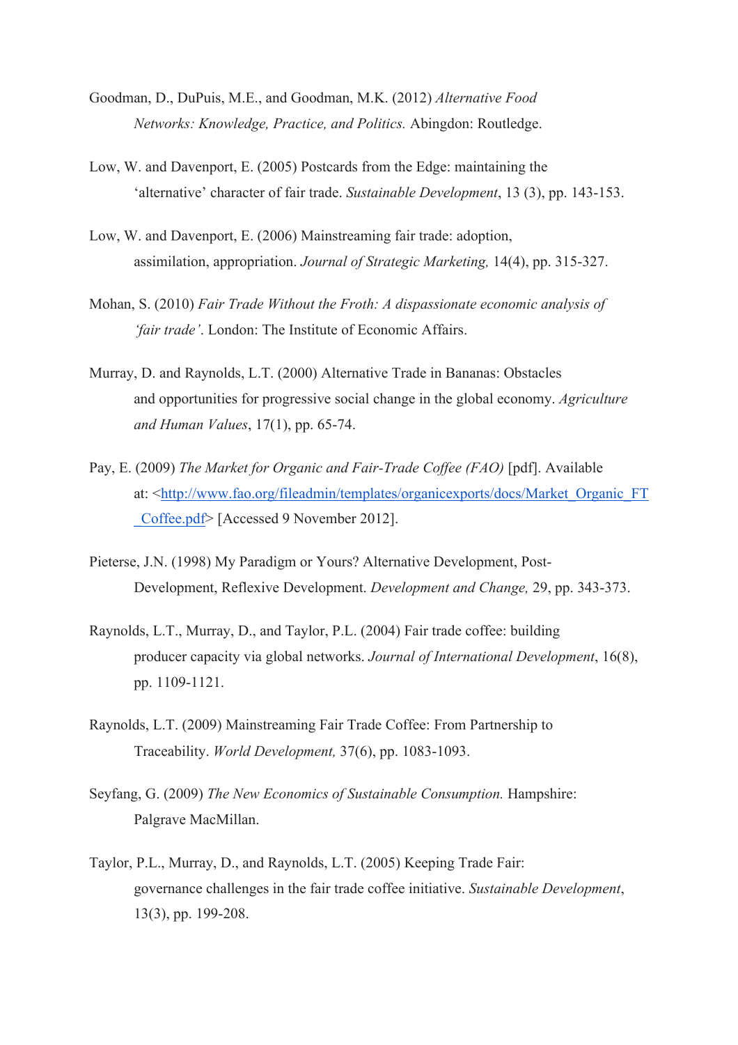Goodman, D., DuPuis, M.E., and Goodman, M.K. (2012) *Alternative Food Networks: Knowledge, Practice, and Politics.* Abingdon: Routledge.

Low, W. and Davenport, E. (2005) Postcards from the Edge: maintaining the 'alternative' character of fair trade. *Sustainable Development*, 13 (3), pp. 143-153.

Low, W. and Davenport, E. (2006) Mainstreaming fair trade: adoption, assimilation, appropriation. *Journal of Strategic Marketing,* 14(4), pp. 315-327.

Mohan, S. (2010) *Fair Trade Without the Froth: A dispassionate economic analysis of 'fair trade'*. London: The Institute of Economic Affairs.

Murray, D. and Raynolds, L.T. (2000) Alternative Trade in Bananas: Obstacles and opportunities for progressive social change in the global economy. *Agriculture and Human Values*, 17(1), pp. 65-74.

Pay, E. (2009) *The Market for Organic and Fair-Trade Coffee (FAO)* [pdf]. Available at: <http://www.fao.org/fileadmin/templates/organicexports/docs/Market_Organic_FT_Coffee.pdf> [Accessed 9 November 2012].

Pieterse, J.N. (1998) My Paradigm or Yours? Alternative Development, Post-Development, Reflexive Development. *Development and Change,* 29, pp. 343-373.

Raynolds, L.T., Murray, D., and Taylor, P.L. (2004) Fair trade coffee: building producer capacity via global networks. *Journal of International Development*, 16(8), pp. 1109-1121.

Raynolds, L.T. (2009) Mainstreaming Fair Trade Coffee: From Partnership to Traceability. *World Development,* 37(6), pp. 1083-1093.

Seyfang, G. (2009) *The New Economics of Sustainable Consumption.* Hampshire: Palgrave MacMillan.

Taylor, P.L., Murray, D., and Raynolds, L.T. (2005) Keeping Trade Fair: governance challenges in the fair trade coffee initiative. *Sustainable Development*, 13(3), pp. 199-208.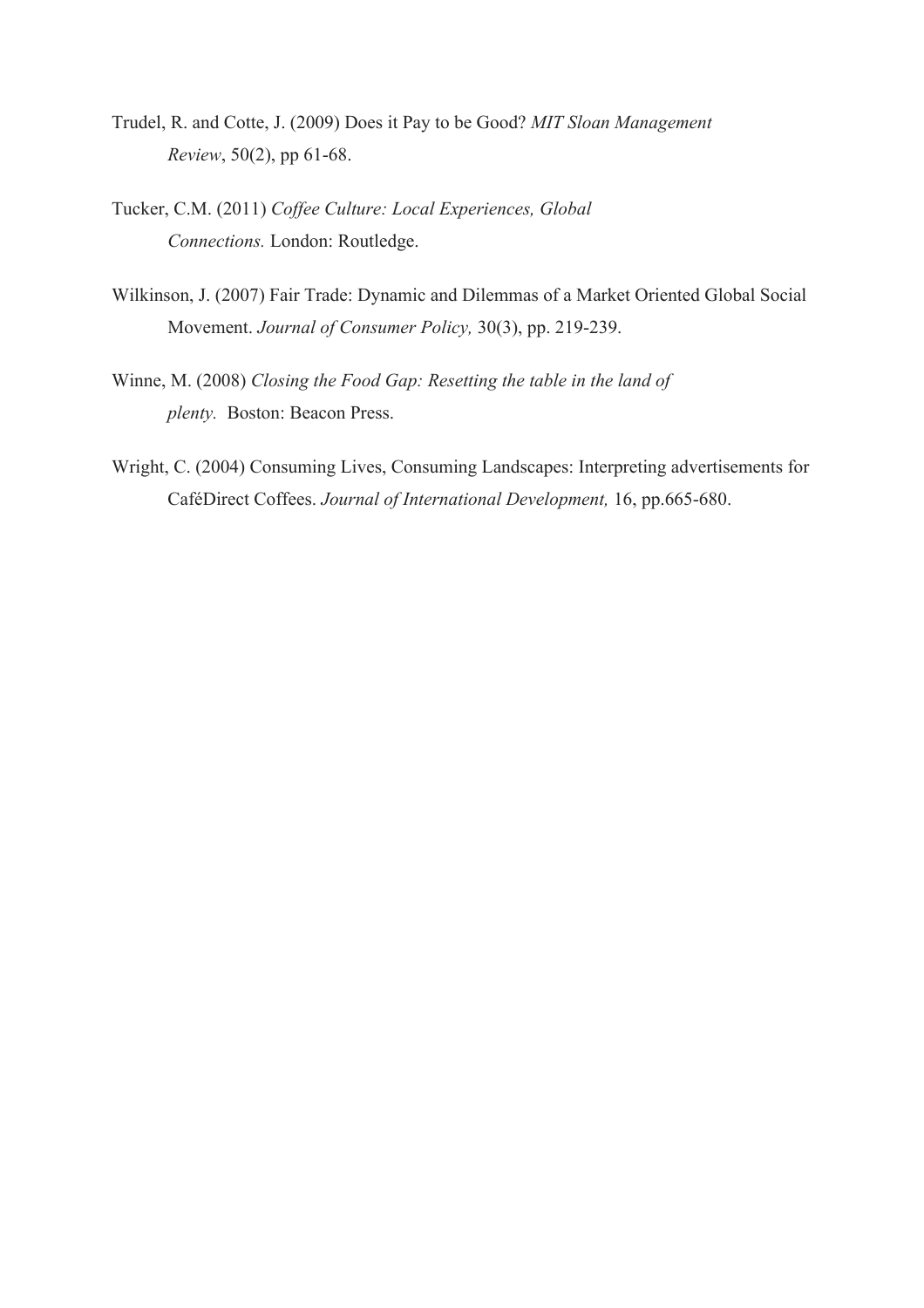Trudel, R. and Cotte, J. (2009) Does it Pay to be Good? *MIT Sloan Management Review*, 50(2), pp 61-68.

Tucker, C.M. (2011) *Coffee Culture: Local Experiences, Global Connections.* London: Routledge.

Wilkinson, J. (2007) Fair Trade: Dynamic and Dilemmas of a Market Oriented Global Social Movement. *Journal of Consumer Policy,* 30(3), pp. 219-239.

Winne, M. (2008) *Closing the Food Gap: Resetting the table in the land of plenty.* Boston: Beacon Press.

Wright, C. (2004) Consuming Lives, Consuming Landscapes: Interpreting advertisements for CaféDirect Coffees. *Journal of International Development,* 16, pp.665-680.